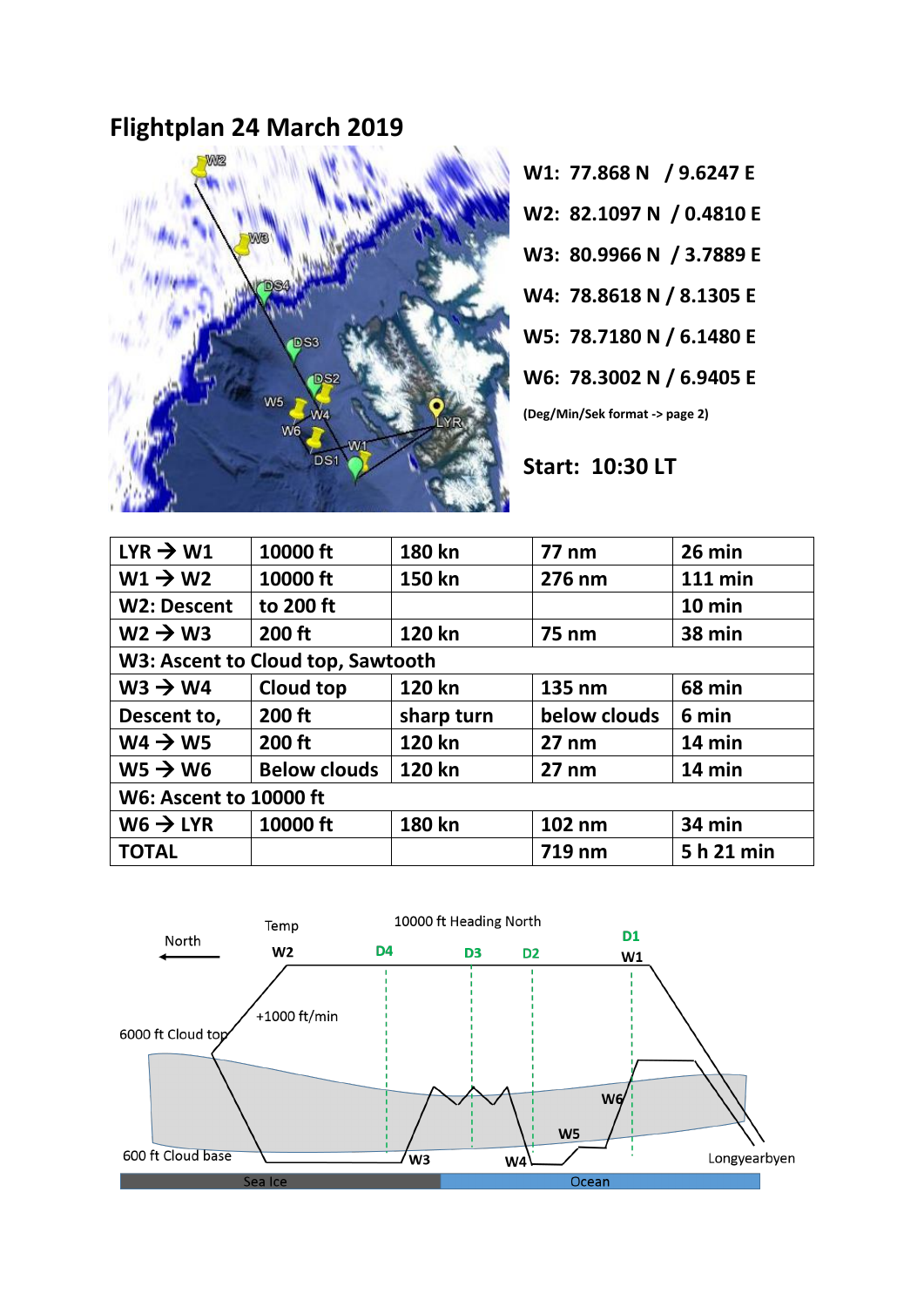# Flightplan 24 March 2019

W1: 77.868 N / 9.6247 E

W2: 82.1097 N / 0.4810 E

W3: 80.9966 N / 3.7889 E

W4: 78.8618 N / 8.1305 E

W5: 78.7180 N / 6.1480 E

W6: 78.3002 N / 6.9405 E

(Deg/Min/Sek format -> page 2)

**Start: 10:30 LT**

| LYR → W1 | 10000 ft | 180 kn | 77 nm | 26 min |
|---|---|---|---|---|
| W1 → W2 | 10000 ft | 150 kn | 276 nm | 111 min |
| W2: Descent | to 200 ft | | | 10 min |
| W2 → W3 | 200 ft | 120 kn | 75 nm | 38 min |
| W3: Ascent to Cloud top, Sawtooth | | | | |
| W3 → W4 | Cloud top | 120 kn | 135 nm | 68 min |
| Descent to, | 200 ft | sharp turn | below clouds | 6 min |
| W4 → W5 | 200 ft | 120 kn | 27 nm | 14 min |
| W5 → W6 | Below clouds | 120 kn | 27 nm | 14 min |
| W6: Ascent to 10000 ft | | | | |
| W6 → LYR | 10000 ft | 180 kn | 102 nm | 34 min |
| TOTAL | | | 719 nm | 5 h 21 min |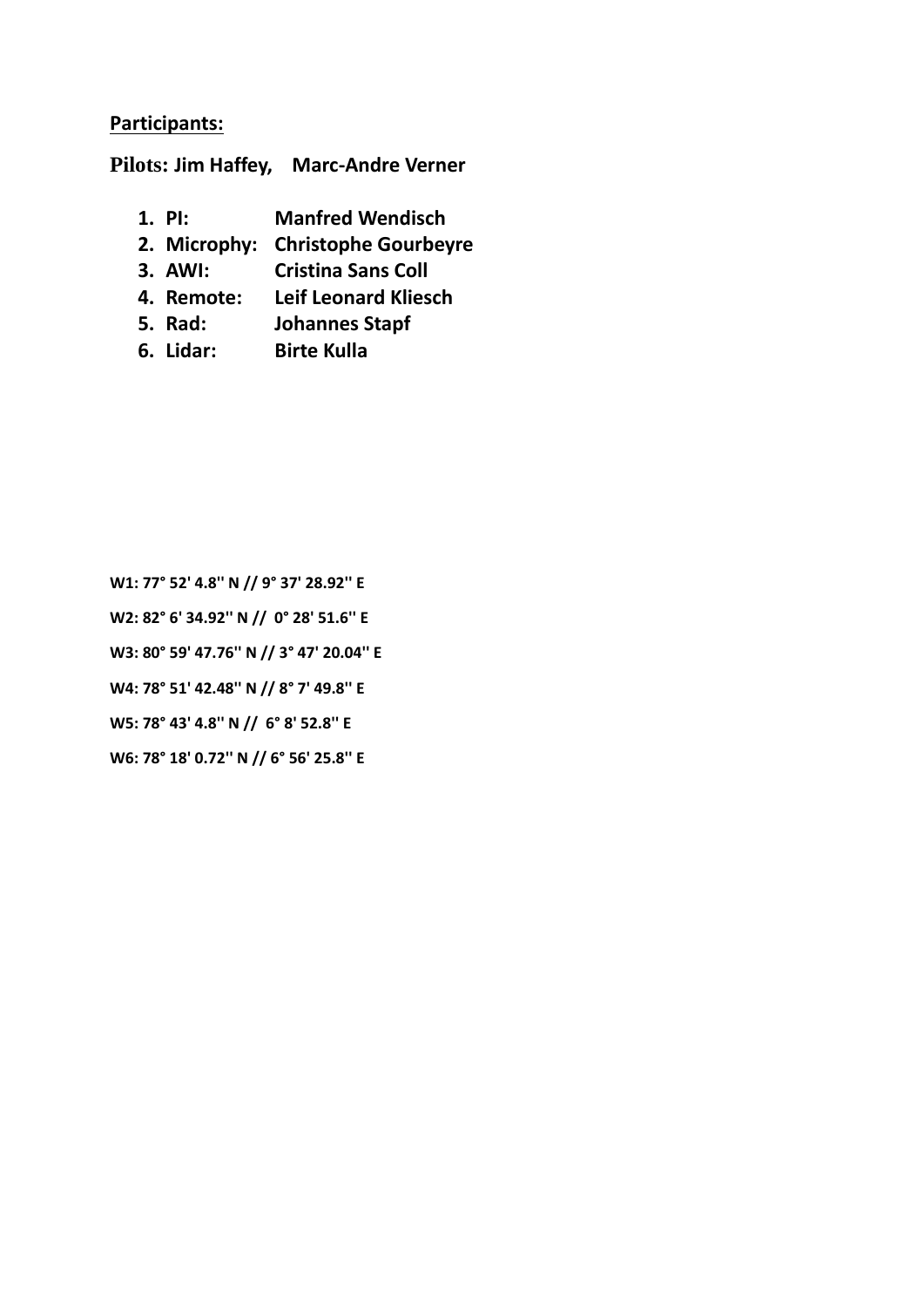**Participants:**

**Pilots: Jim Haffey, Marc-Andre Verner**

1. **PI: Manfred Wendisch**
2. **Microphy: Christophe Gourbeyre**
3. **AWI: Cristina Sans Coll**
4. **Remote: Leif Leonard Kliesch**
5. **Rad: Johannes Stapf**
6. **Lidar: Birte Kulla**

**W1: 77° 52' 4.8'' N // 9° 37' 28.92'' E**

**W2: 82° 6' 34.92'' N // 0° 28' 51.6'' E**

**W3: 80° 59' 47.76'' N // 3° 47' 20.04'' E**

**W4: 78° 51' 42.48'' N // 8° 7' 49.8'' E**

**W5: 78° 43' 4.8'' N // 6° 8' 52.8'' E**

**W6: 78° 18' 0.72'' N // 6° 56' 25.8'' E**